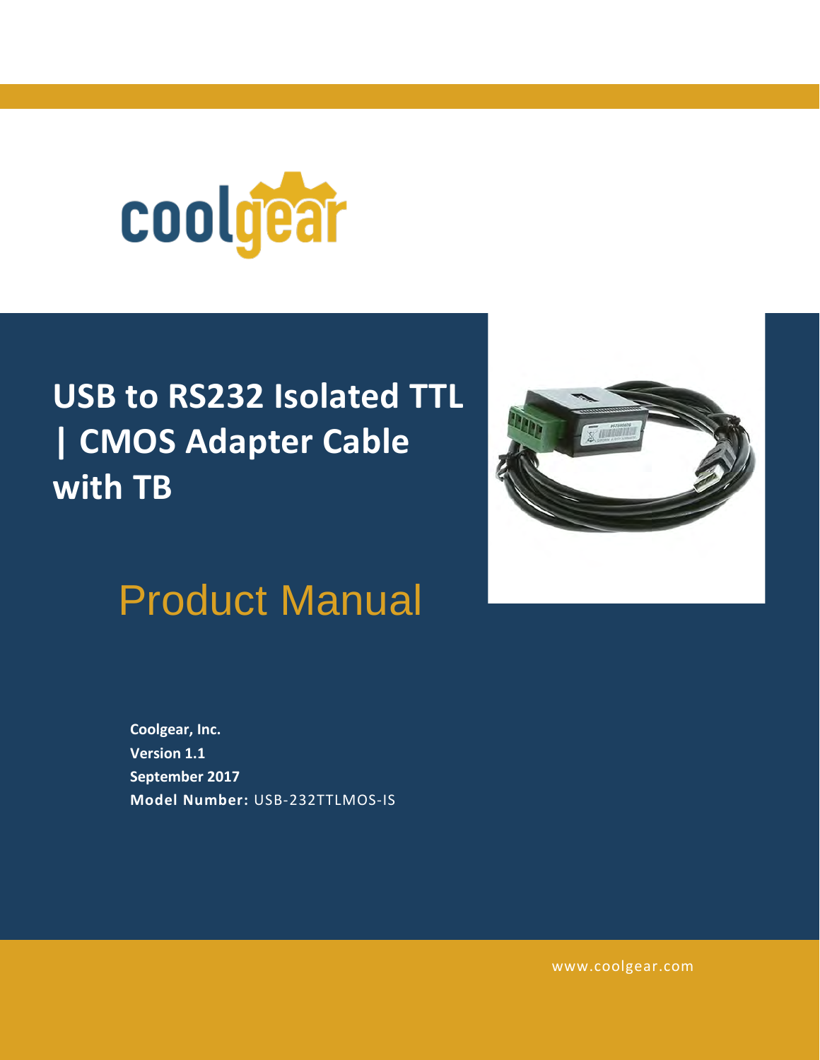coolgear

# USB to RS232 Isolated TTL | CMOS Adapter Cable with TB

## Product Manual

**Coolgear, Inc.**
**Version 1.1**
**September 2017**
**Model Number:** USB-232TTLMOS-IS

www.coolgear.com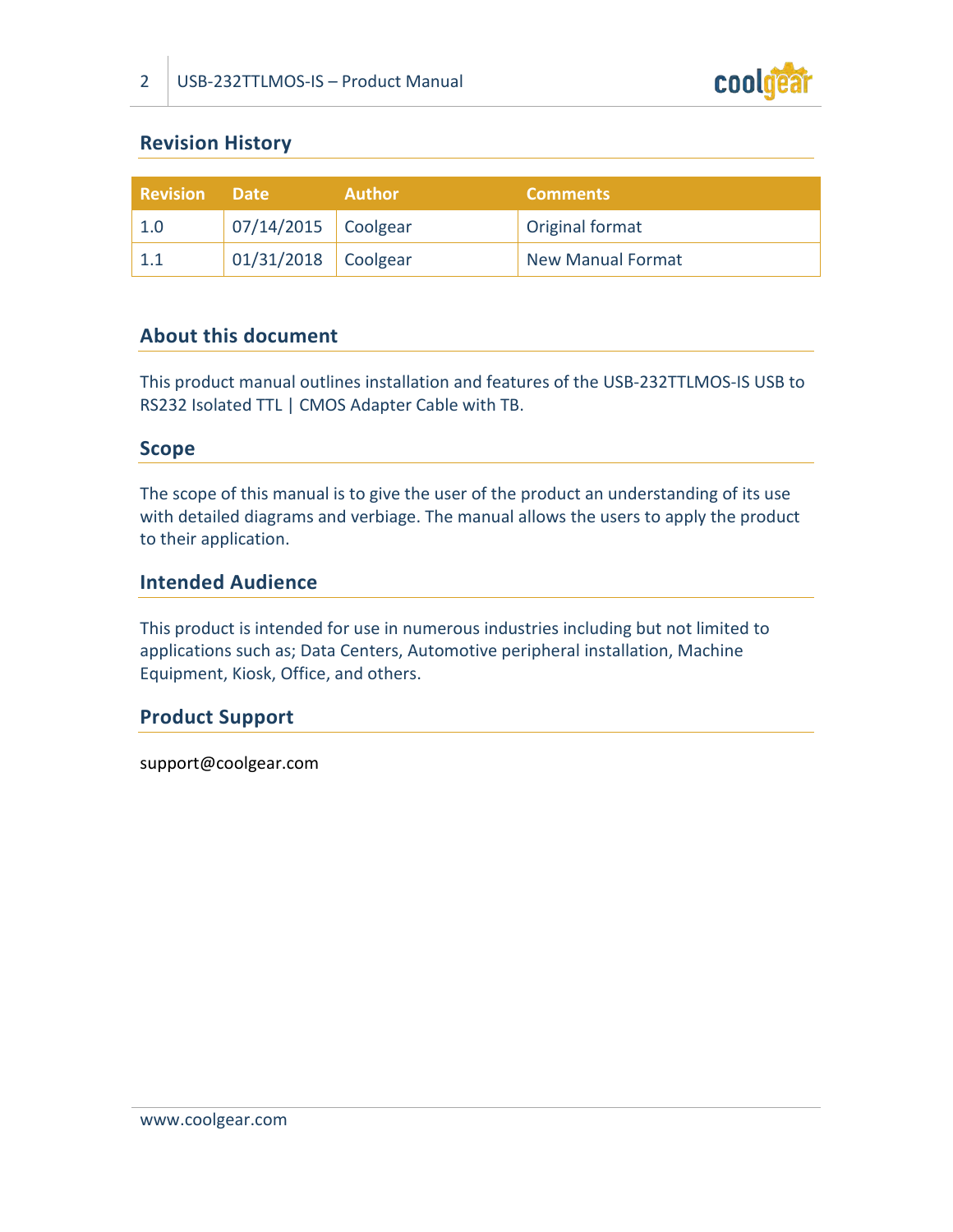## Revision History

| Revision | Date | Author | Comments |
|---|---|---|---|
| 1.0 | 07/14/2015 | Coolgear | Original format |
| 1.1 | 01/31/2018 | Coolgear | New Manual Format |

## About this document

This product manual outlines installation and features of the USB-232TTLMOS-IS USB to RS232 Isolated TTL | CMOS Adapter Cable with TB.

## Scope

The scope of this manual is to give the user of the product an understanding of its use with detailed diagrams and verbiage. The manual allows the users to apply the product to their application.

## Intended Audience

This product is intended for use in numerous industries including but not limited to applications such as; Data Centers, Automotive peripheral installation, Machine Equipment, Kiosk, Office, and others.

## Product Support

support@coolgear.com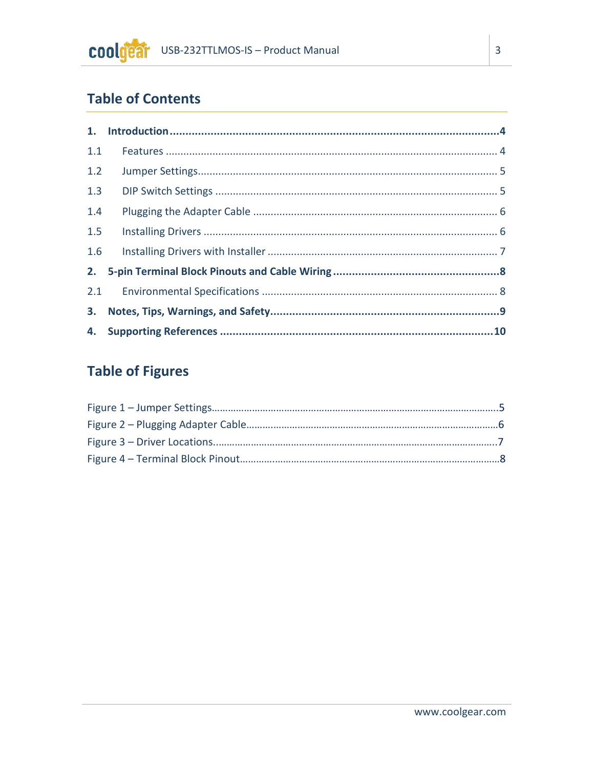## Table of Contents

**1. Introduction** .......... **4**

1.1 Features .......... 4

1.2 Jumper Settings .......... 5

1.3 DIP Switch Settings .......... 5

1.4 Plugging the Adapter Cable .......... 6

1.5 Installing Drivers .......... 6

1.6 Installing Drivers with Installer .......... 7

**2. 5-pin Terminal Block Pinouts and Cable Wiring** .......... **8**

2.1 Environmental Specifications .......... 8

**3. Notes, Tips, Warnings, and Safety** .......... **9**

**4. Supporting References** .......... **10**

## Table of Figures

Figure 1 – Jumper Settings .......... 5

Figure 2 – Plugging Adapter Cable .......... 6

Figure 3 – Driver Locations. .......... 7

Figure 4 – Terminal Block Pinout .......... 8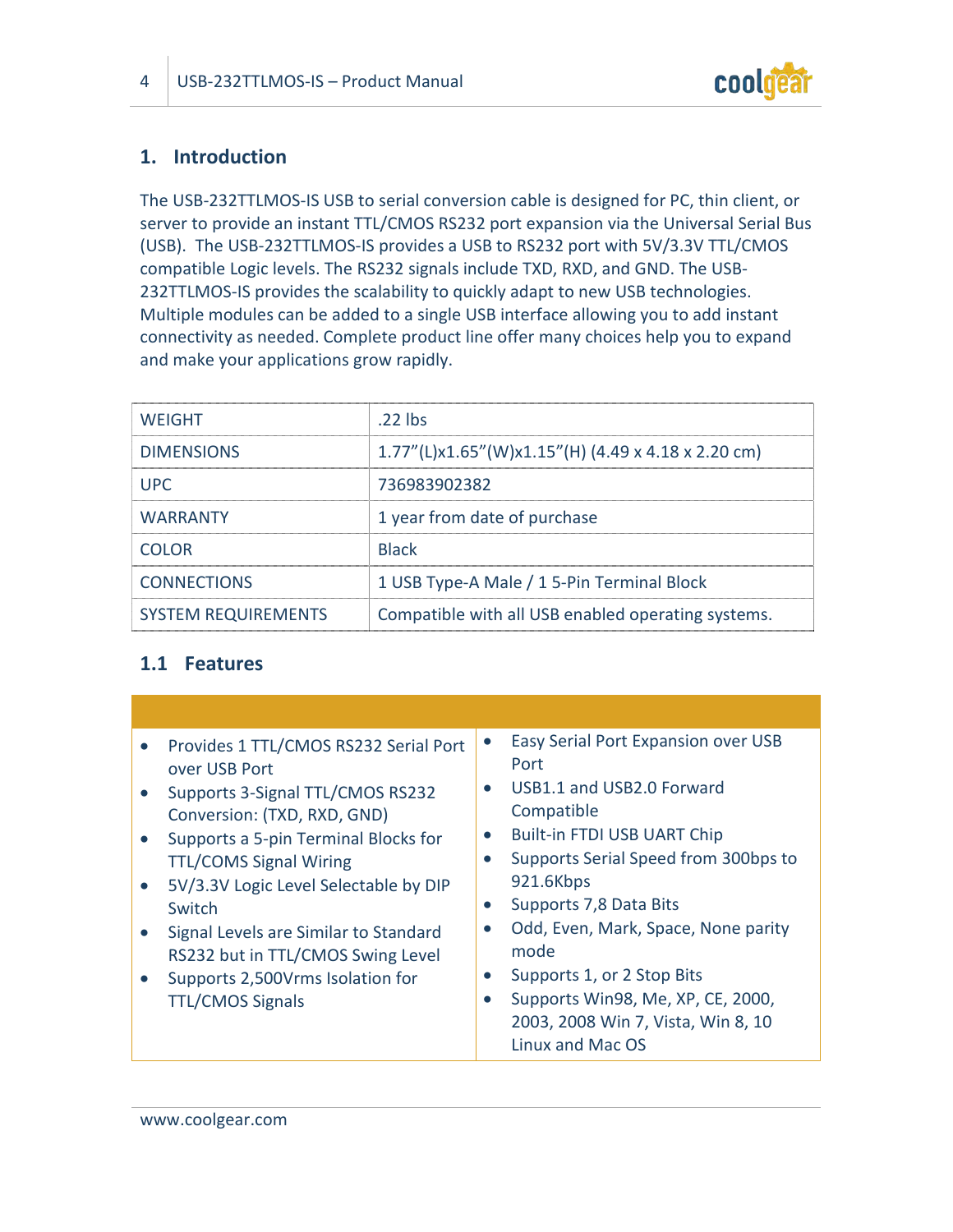## 1. Introduction

The USB-232TTLMOS-IS USB to serial conversion cable is designed for PC, thin client, or server to provide an instant TTL/CMOS RS232 port expansion via the Universal Serial Bus (USB). The USB-232TTLMOS-IS provides a USB to RS232 port with 5V/3.3V TTL/CMOS compatible Logic levels. The RS232 signals include TXD, RXD, and GND. The USB-232TTLMOS-IS provides the scalability to quickly adapt to new USB technologies. Multiple modules can be added to a single USB interface allowing you to add instant connectivity as needed. Complete product line offer many choices help you to expand and make your applications grow rapidly.

| | |
|---|---|
| WEIGHT | .22 lbs |
| DIMENSIONS | 1.77”(L)x1.65”(W)x1.15”(H) (4.49 x 4.18 x 2.20 cm) |
| UPC | 736983902382 |
| WARRANTY | 1 year from date of purchase |
| COLOR | Black |
| CONNECTIONS | 1 USB Type-A Male / 1 5-Pin Terminal Block |
| SYSTEM REQUIREMENTS | Compatible with all USB enabled operating systems. |

### 1.1 Features

- Provides 1 TTL/CMOS RS232 Serial Port over USB Port
- Supports 3-Signal TTL/CMOS RS232 Conversion: (TXD, RXD, GND)
- Supports a 5-pin Terminal Blocks for TTL/COMS Signal Wiring
- 5V/3.3V Logic Level Selectable by DIP Switch
- Signal Levels are Similar to Standard RS232 but in TTL/CMOS Swing Level
- Supports 2,500Vrms Isolation for TTL/CMOS Signals
- Easy Serial Port Expansion over USB Port
- USB1.1 and USB2.0 Forward Compatible
- Built-in FTDI USB UART Chip
- Supports Serial Speed from 300bps to 921.6Kbps
- Supports 7,8 Data Bits
- Odd, Even, Mark, Space, None parity mode
- Supports 1, or 2 Stop Bits
- Supports Win98, Me, XP, CE, 2000, 2003, 2008 Win 7, Vista, Win 8, 10 Linux and Mac OS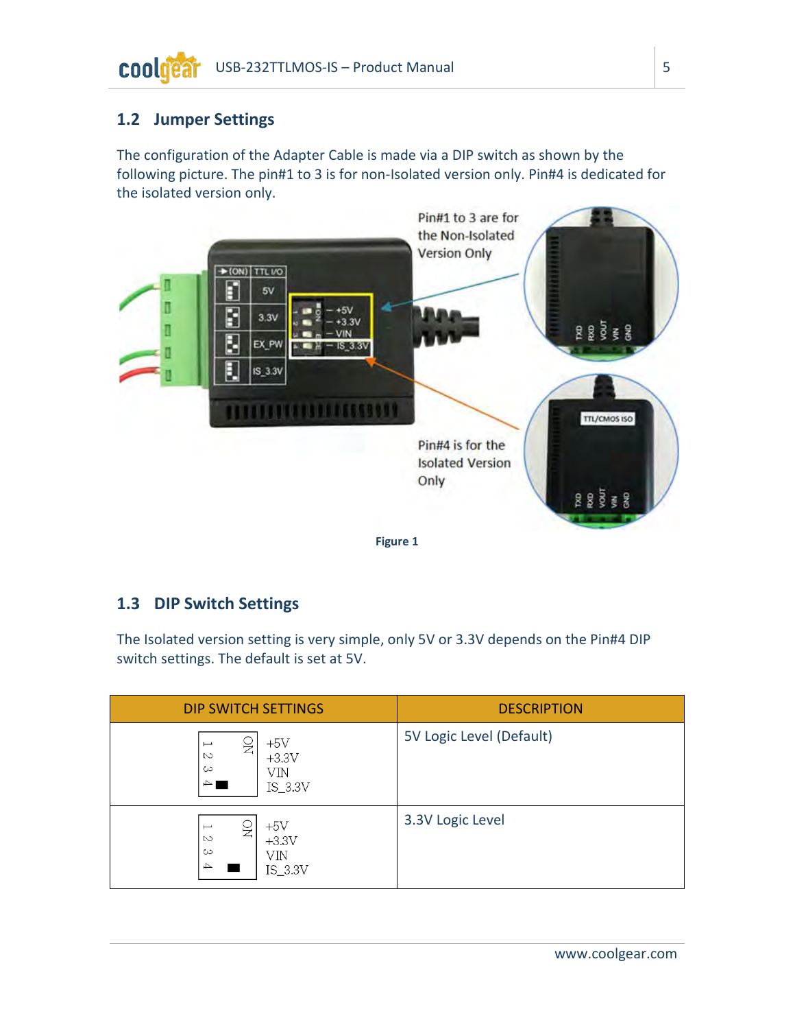## 1.2 Jumper Settings

The configuration of the Adapter Cable is made via a DIP switch as shown by the following picture. The pin#1 to 3 is for non-Isolated version only. Pin#4 is dedicated for the isolated version only.

Pin#1 to 3 are for the Non-Isolated Version Only

Pin#4 is for the Isolated Version Only

Figure 1

## 1.3 DIP Switch Settings

The Isolated version setting is very simple, only 5V or 3.3V depends on the Pin#4 DIP switch settings. The default is set at 5V.

| DIP SWITCH SETTINGS | DESCRIPTION |
|---|---|
| 1 2 3 4 ON: +5V, +3.3V, VIN, IS_3.3V (Pin 4 ON) | 5V Logic Level (Default) |
| 1 2 3 4 ON: +5V, +3.3V, VIN, IS_3.3V (Pin 4 OFF) | 3.3V Logic Level |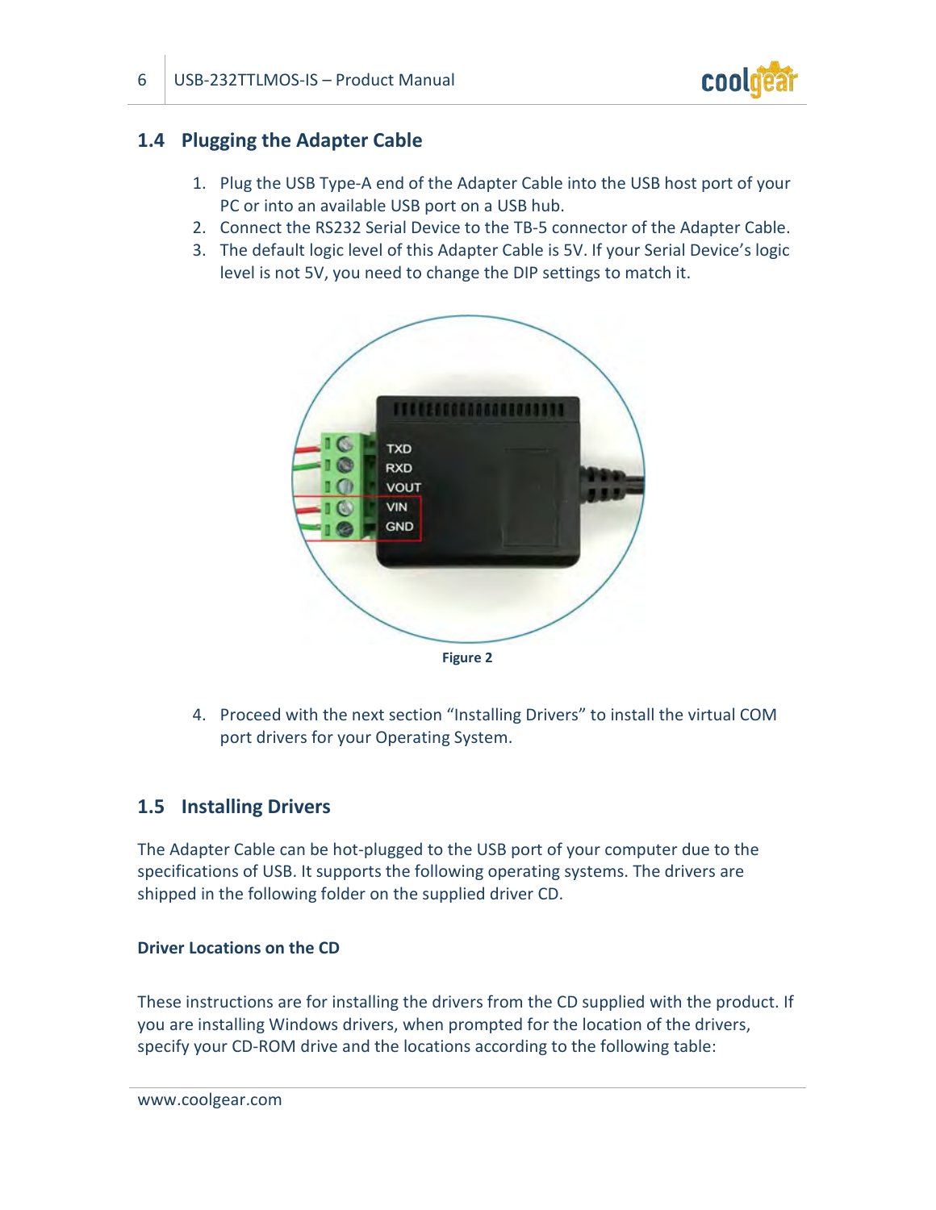## 1.4 Plugging the Adapter Cable

1. Plug the USB Type-A end of the Adapter Cable into the USB host port of your PC or into an available USB port on a USB hub.
2. Connect the RS232 Serial Device to the TB-5 connector of the Adapter Cable.
3. The default logic level of this Adapter Cable is 5V. If your Serial Device's logic level is not 5V, you need to change the DIP settings to match it.

**Figure 2**

4. Proceed with the next section "Installing Drivers" to install the virtual COM port drivers for your Operating System.

## 1.5 Installing Drivers

The Adapter Cable can be hot-plugged to the USB port of your computer due to the specifications of USB. It supports the following operating systems. The drivers are shipped in the following folder on the supplied driver CD.

### Driver Locations on the CD

These instructions are for installing the drivers from the CD supplied with the product. If you are installing Windows drivers, when prompted for the location of the drivers, specify your CD-ROM drive and the locations according to the following table: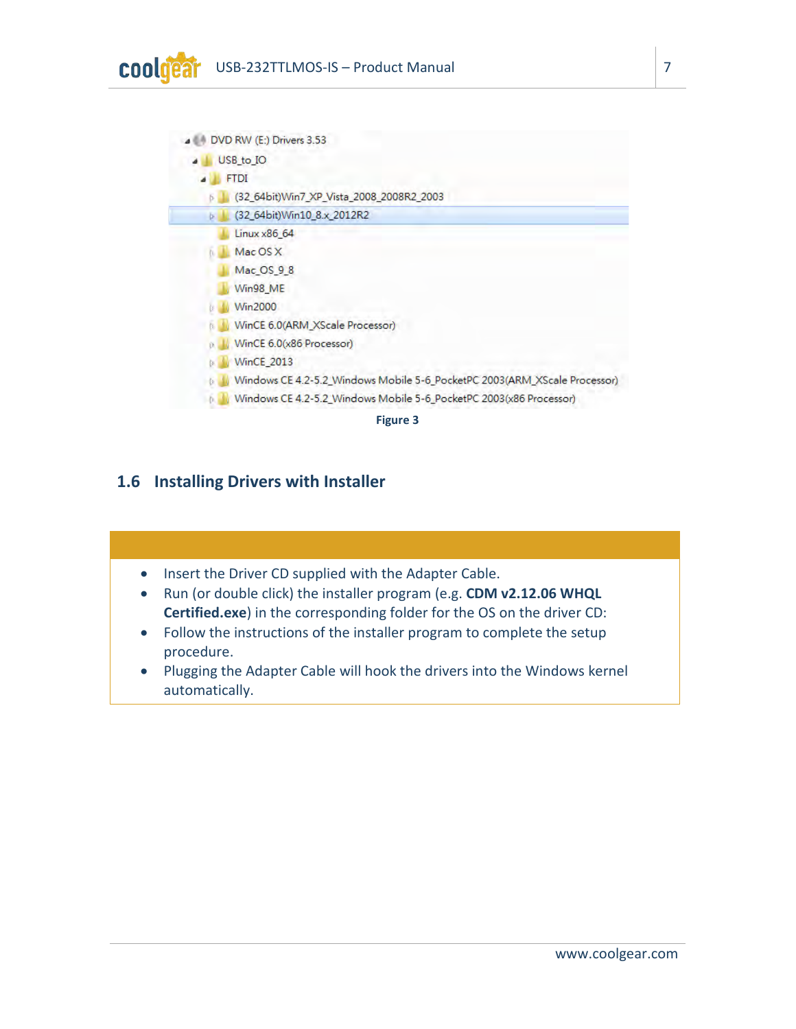- DVD RW (E:) Drivers 3.53
  - USB_to_IO
    - FTDI
      - (32_64bit)Win7_XP_Vista_2008_2008R2_2003
      - (32_64bit)Win10_8.x_2012R2
      - Linux x86_64
      - Mac OS X
      - Mac_OS_9_8
      - Win98_ME
      - Win2000
      - WinCE 6.0(ARM_XScale Processor)
      - WinCE 6.0(x86 Processor)
      - WinCE_2013
      - Windows CE 4.2-5.2_Windows Mobile 5-6_PocketPC 2003(ARM_XScale Processor)
      - Windows CE 4.2-5.2_Windows Mobile 5-6_PocketPC 2003(x86 Processor)

**Figure 3**

## 1.6 Installing Drivers with Installer

- Insert the Driver CD supplied with the Adapter Cable.
- Run (or double click) the installer program (e.g. **CDM v2.12.06 WHQL Certified.exe**) in the corresponding folder for the OS on the driver CD:
- Follow the instructions of the installer program to complete the setup procedure.
- Plugging the Adapter Cable will hook the drivers into the Windows kernel automatically.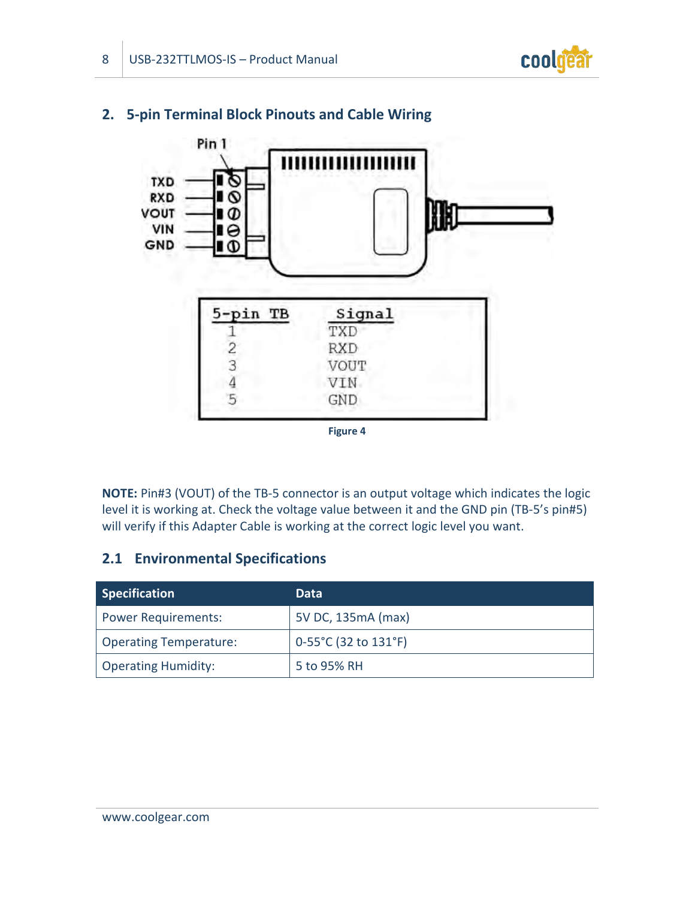## 2. 5-pin Terminal Block Pinouts and Cable Wiring

| 5-pin TB | Signal |
|---|---|
| 1 | TXD |
| 2 | RXD |
| 3 | VOUT |
| 4 | VIN |
| 5 | GND |

Figure 4

**NOTE:** Pin#3 (VOUT) of the TB-5 connector is an output voltage which indicates the logic level it is working at. Check the voltage value between it and the GND pin (TB-5's pin#5) will verify if this Adapter Cable is working at the correct logic level you want.

### 2.1 Environmental Specifications

| Specification | Data |
|---|---|
| Power Requirements: | 5V DC, 135mA (max) |
| Operating Temperature: | 0-55°C (32 to 131°F) |
| Operating Humidity: | 5 to 95% RH |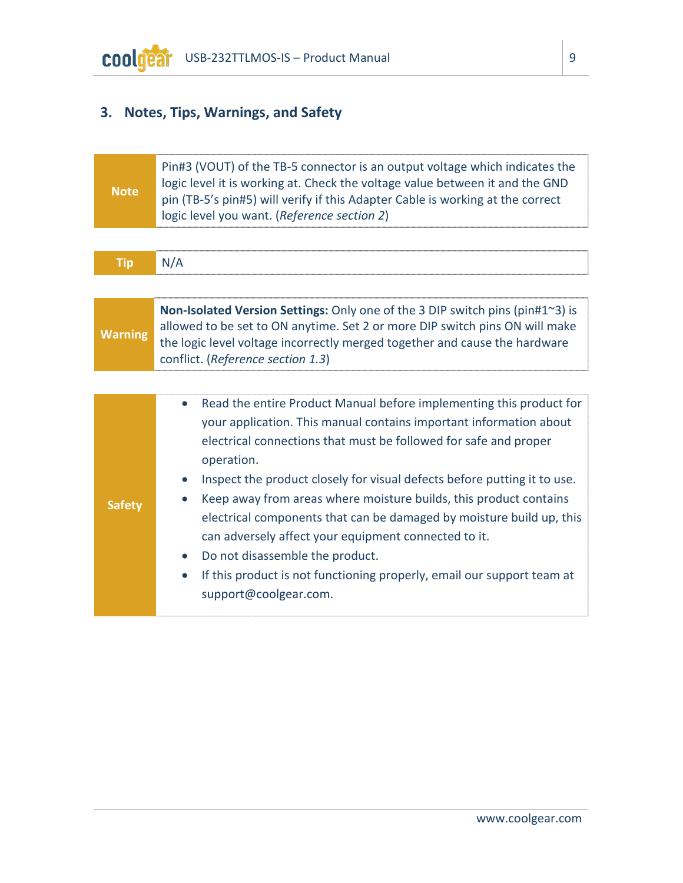## 3. Notes, Tips, Warnings, and Safety

| | |
|---|---|
| **Note** | Pin#3 (VOUT) of the TB-5 connector is an output voltage which indicates the logic level it is working at. Check the voltage value between it and the GND pin (TB-5's pin#5) will verify if this Adapter Cable is working at the correct logic level you want. (*Reference section 2*) |

| | |
|---|---|
| **Tip** | N/A |

| | |
|---|---|
| **Warning** | **Non-Isolated Version Settings:** Only one of the 3 DIP switch pins (pin#1~3) is allowed to be set to ON anytime. Set 2 or more DIP switch pins ON will make the logic level voltage incorrectly merged together and cause the hardware conflict. (*Reference section 1.3*) |

| | |
|---|---|
| **Safety** | • Read the entire Product Manual before implementing this product for your application. This manual contains important information about electrical connections that must be followed for safe and proper operation.<br>• Inspect the product closely for visual defects before putting it to use.<br>• Keep away from areas where moisture builds, this product contains electrical components that can be damaged by moisture build up, this can adversely affect your equipment connected to it.<br>• Do not disassemble the product.<br>• If this product is not functioning properly, email our support team at support@coolgear.com. |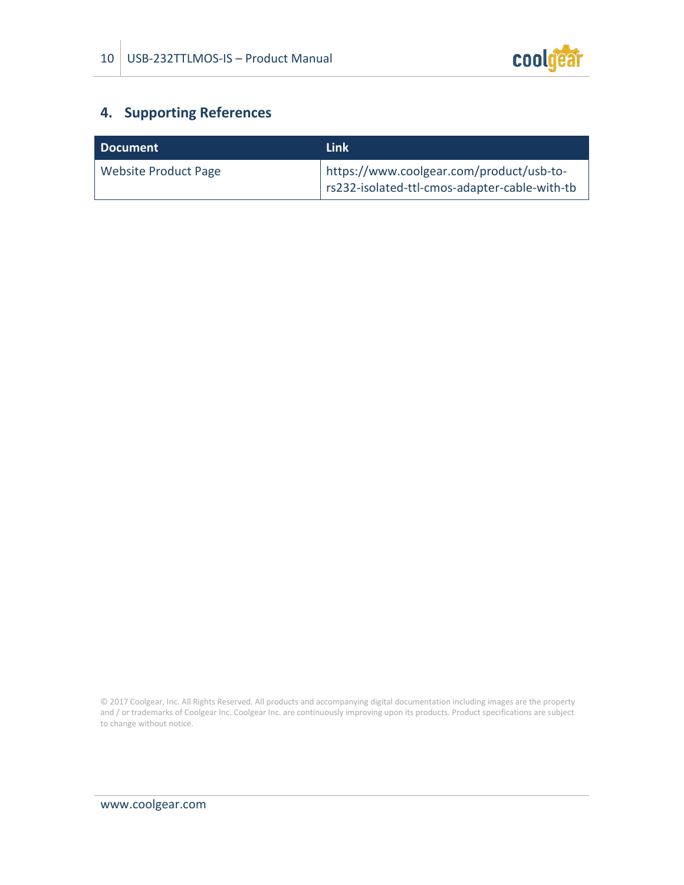## 4. Supporting References

| Document | Link |
| --- | --- |
| Website Product Page | https://www.coolgear.com/product/usb-to-rs232-isolated-ttl-cmos-adapter-cable-with-tb |

© 2017 Coolgear, Inc. All Rights Reserved. All products and accompanying digital documentation including images are the property and / or trademarks of Coolgear Inc. Coolgear Inc. are continuously improving upon its products. Product specifications are subject to change without notice.